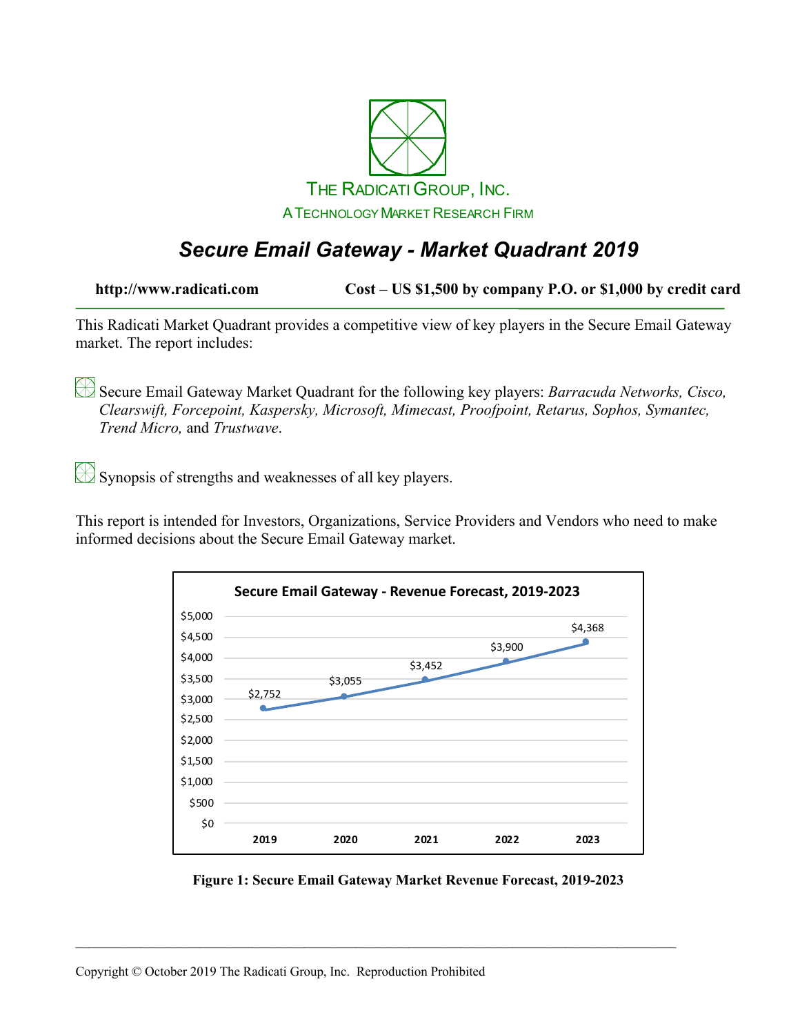THE RADICATI GROUP, INC.

A TECHNOLOGY MARKET RESEARCH FIRM

# *Secure Email Gateway - Market Quadrant 2019*

**http://www.radicati.com** **Cost – US $1,500 by company P.O. or $1,000 by credit card**

This Radicati Market Quadrant provides a competitive view of key players in the Secure Email Gateway market. The report includes:

- Secure Email Gateway Market Quadrant for the following key players: *Barracuda Networks, Cisco, Clearswift, Forcepoint, Kaspersky, Microsoft, Mimecast, Proofpoint, Retarus, Sophos, Symantec, Trend Micro,* and *Trustwave*.
- Synopsis of strengths and weaknesses of all key players.

This report is intended for Investors, Organizations, Service Providers and Vendors who need to make informed decisions about the Secure Email Gateway market.

Secure Email Gateway - Revenue Forecast, 2019-2023

| 2019 | 2020 | 2021 | 2022 | 2023 |
|---|---|---|---|---|
| $2,752 | $3,055 | $3,452 | $3,900 | $4,368 |

**Figure 1: Secure Email Gateway Market Revenue Forecast, 2019-2023**

Copyright © October 2019 The Radicati Group, Inc. Reproduction Prohibited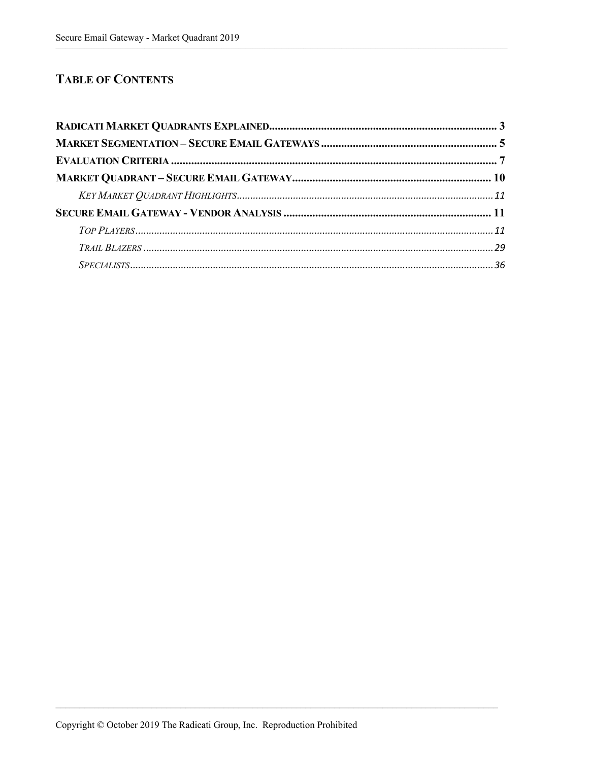## TABLE OF CONTENTS

**RADICATI MARKET QUADRANTS EXPLAINED** .......... 3
**MARKET SEGMENTATION – SECURE EMAIL GATEWAYS** .......... 5
**EVALUATION CRITERIA** .......... 7
**MARKET QUADRANT – SECURE EMAIL GATEWAY** .......... 10
- *KEY MARKET QUADRANT HIGHLIGHTS* .......... 11

**SECURE EMAIL GATEWAY - VENDOR ANALYSIS** .......... 11
- *TOP PLAYERS* .......... 11
- *TRAIL BLAZERS* .......... 29
- *SPECIALISTS* .......... 36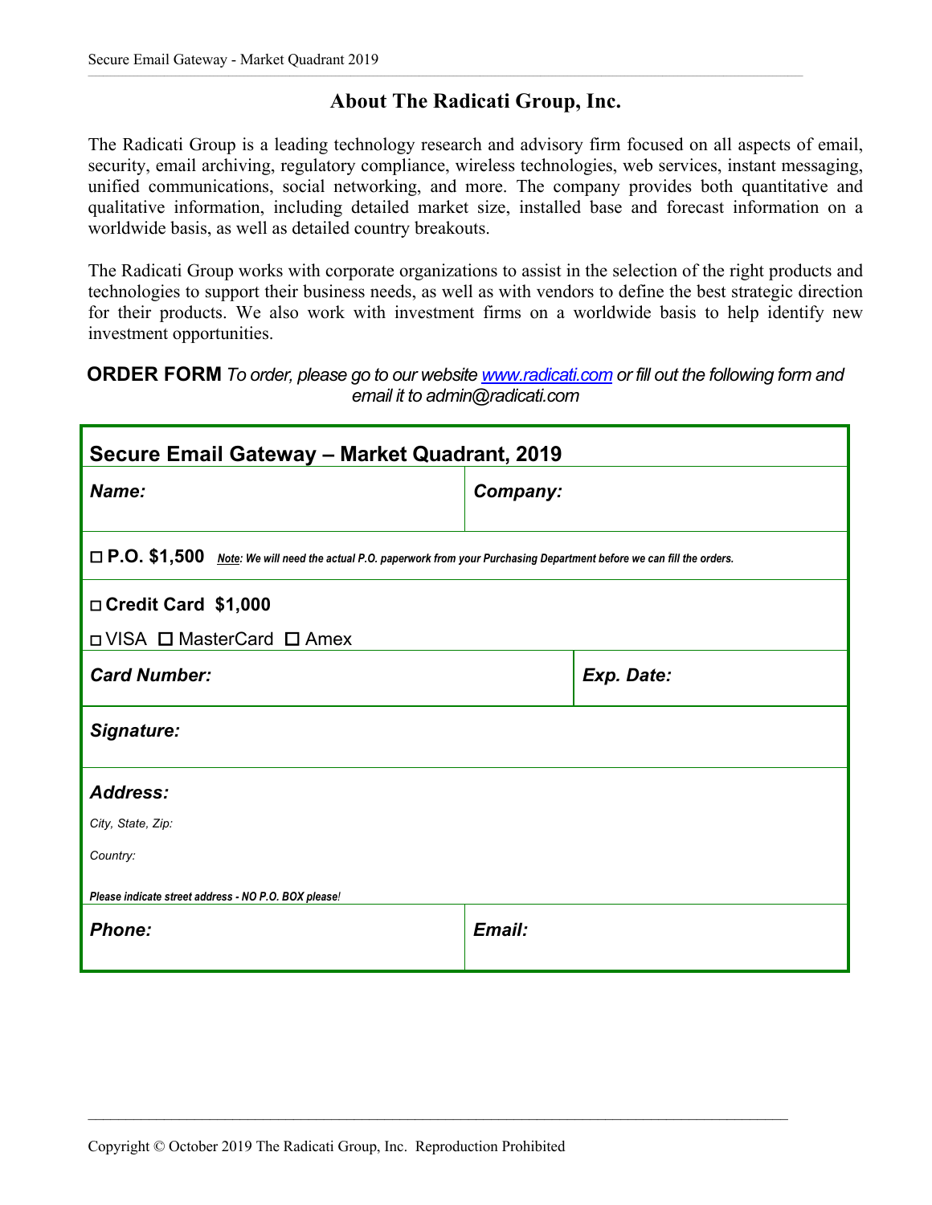## About The Radicati Group, Inc.

The Radicati Group is a leading technology research and advisory firm focused on all aspects of email, security, email archiving, regulatory compliance, wireless technologies, web services, instant messaging, unified communications, social networking, and more. The company provides both quantitative and qualitative information, including detailed market size, installed base and forecast information on a worldwide basis, as well as detailed country breakouts.

The Radicati Group works with corporate organizations to assist in the selection of the right products and technologies to support their business needs, as well as with vendors to define the best strategic direction for their products. We also work with investment firms on a worldwide basis to help identify new investment opportunities.

**ORDER FORM** *To order, please go to our website [www.radicati.com](www.radicati.com) or fill out the following form and email it to admin@radicati.com*

| **Secure Email Gateway – Market Quadrant, 2019** | |
|---|---|
| ***Name:*** | ***Company:*** |
| ☐ **P.O. $1,500** ***Note: We will need the actual P.O. paperwork from your Purchasing Department before we can fill the orders.*** | |
| ☐ **Credit Card $1,000**<br>☐ VISA ☐ MasterCard ☐ Amex | |
| ***Card Number:*** | ***Exp. Date:*** |
| ***Signature:*** | |
| ***Address:***<br>*City, State, Zip:*<br>*Country:*<br>***Please indicate street address - NO P.O. BOX please!*** | |
| ***Phone:*** | ***Email:*** |

Copyright © October 2019 The Radicati Group, Inc. Reproduction Prohibited